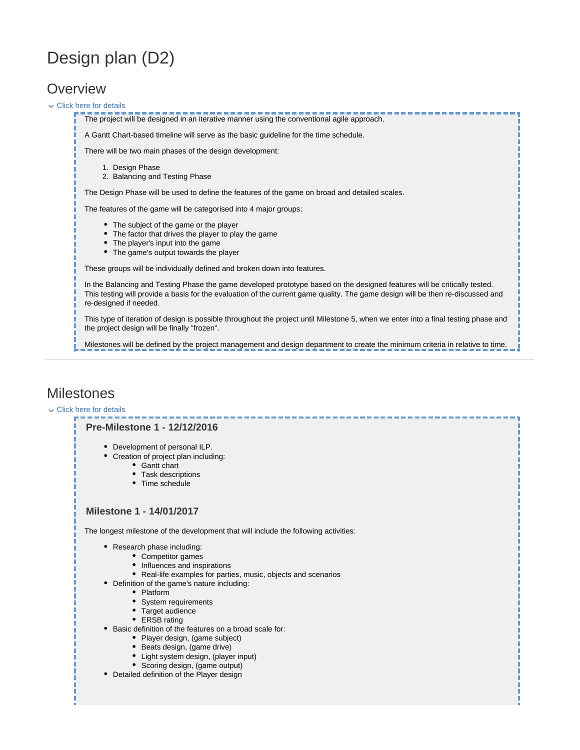# Design plan (D2)

## Overview

Click here for details

The project will be designed in an iterative manner using the conventional agile approach.

A Gantt Chart-based timeline will serve as the basic guideline for the time schedule.

There will be two main phases of the design development:

1. Design Phase
2. Balancing and Testing Phase

The Design Phase will be used to define the features of the game on broad and detailed scales.

The features of the game will be categorised into 4 major groups:

- The subject of the game or the player
- The factor that drives the player to play the game
- The player's input into the game
- The game's output towards the player

These groups will be individually defined and broken down into features.

In the Balancing and Testing Phase the game developed prototype based on the designed features will be critically tested. This testing will provide a basis for the evaluation of the current game quality. The game design will be then re-discussed and re-designed if needed.

This type of iteration of design is possible throughout the project until Milestone 5, when we enter into a final testing phase and the project design will be finally "frozen".

Milestones will be defined by the project management and design department to create the minimum criteria in relative to time.

---

## Milestones

Click here for details

### Pre-Milestone 1 - 12/12/2016

- Development of personal ILP.
- Creation of project plan including:
  - Gantt chart
  - Task descriptions
  - Time schedule

### Milestone 1 - 14/01/2017

The longest milestone of the development that will include the following activities:

- Research phase including:
  - Competitor games
  - Influences and inspirations
  - Real-life examples for parties, music, objects and scenarios
- Definition of the game's nature including:
  - Platform
  - System requirements
  - Target audience
  - ERSB rating
- Basic definition of the features on a broad scale for:
  - Player design, (game subject)
  - Beats design, (game drive)
  - Light system design, (player input)
  - Scoring design, (game output)
- Detailed definition of the Player design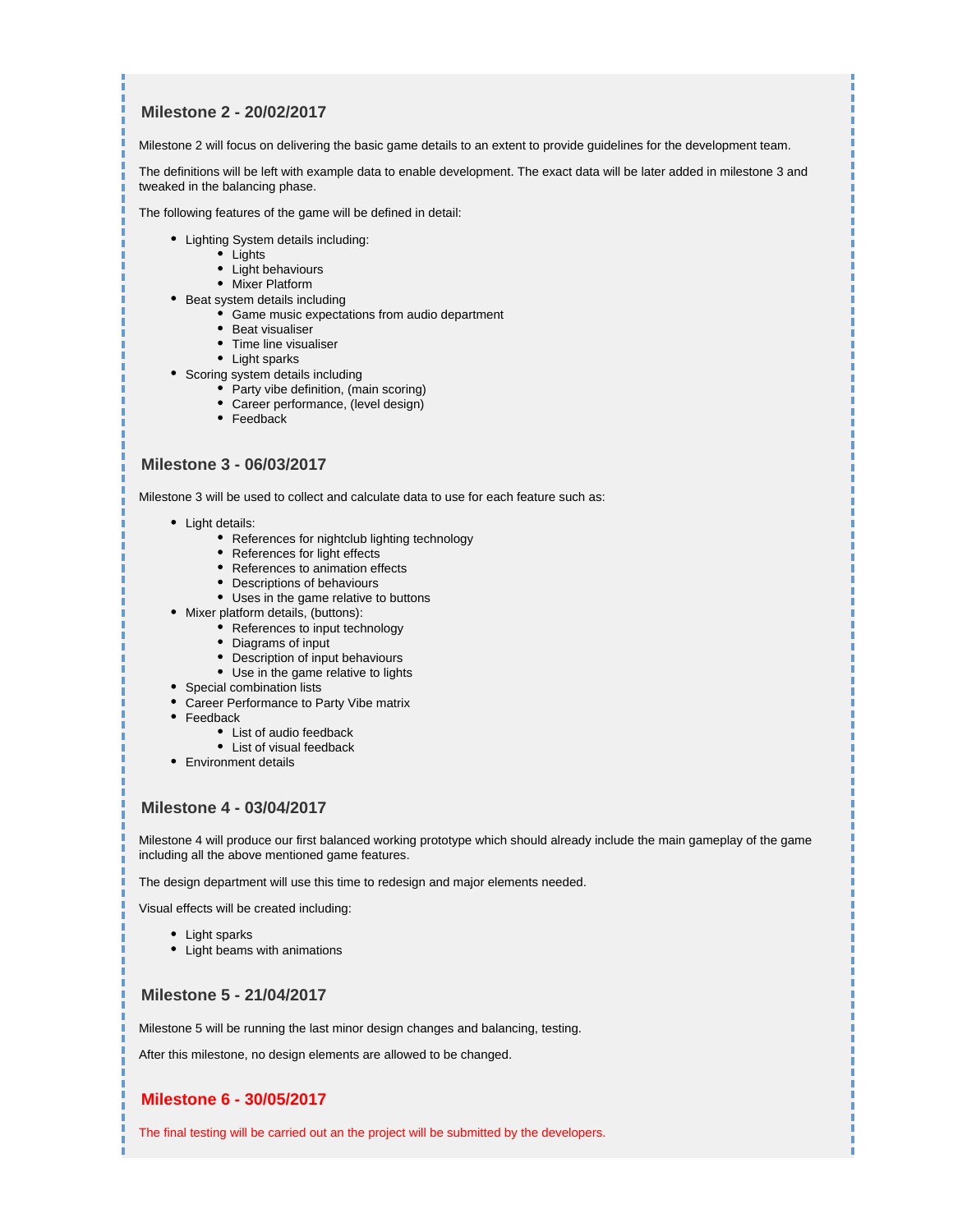### Milestone 2 - 20/02/2017

Milestone 2 will focus on delivering the basic game details to an extent to provide guidelines for the development team.

The definitions will be left with example data to enable development. The exact data will be later added in milestone 3 and tweaked in the balancing phase.

The following features of the game will be defined in detail:

- Lighting System details including:
  - Lights
  - Light behaviours
  - Mixer Platform
- Beat system details including
  - Game music expectations from audio department
  - Beat visualiser
  - Time line visualiser
  - Light sparks
- Scoring system details including
  - Party vibe definition, (main scoring)
  - Career performance, (level design)
  - Feedback

### Milestone 3 - 06/03/2017

Milestone 3 will be used to collect and calculate data to use for each feature such as:

- Light details:
  - References for nightclub lighting technology
  - References for light effects
  - References to animation effects
  - Descriptions of behaviours
  - Uses in the game relative to buttons
- Mixer platform details, (buttons):
  - References to input technology
  - Diagrams of input
  - Description of input behaviours
  - Use in the game relative to lights
- Special combination lists
- Career Performance to Party Vibe matrix
- Feedback
  - List of audio feedback
  - List of visual feedback
- Environment details

### Milestone 4 - 03/04/2017

Milestone 4 will produce our first balanced working prototype which should already include the main gameplay of the game including all the above mentioned game features.

The design department will use this time to redesign and major elements needed.

Visual effects will be created including:

- Light sparks
- Light beams with animations

### Milestone 5 - 21/04/2017

Milestone 5 will be running the last minor design changes and balancing, testing.

After this milestone, no design elements are allowed to be changed.

### Milestone 6 - 30/05/2017

The final testing will be carried out an the project will be submitted by the developers.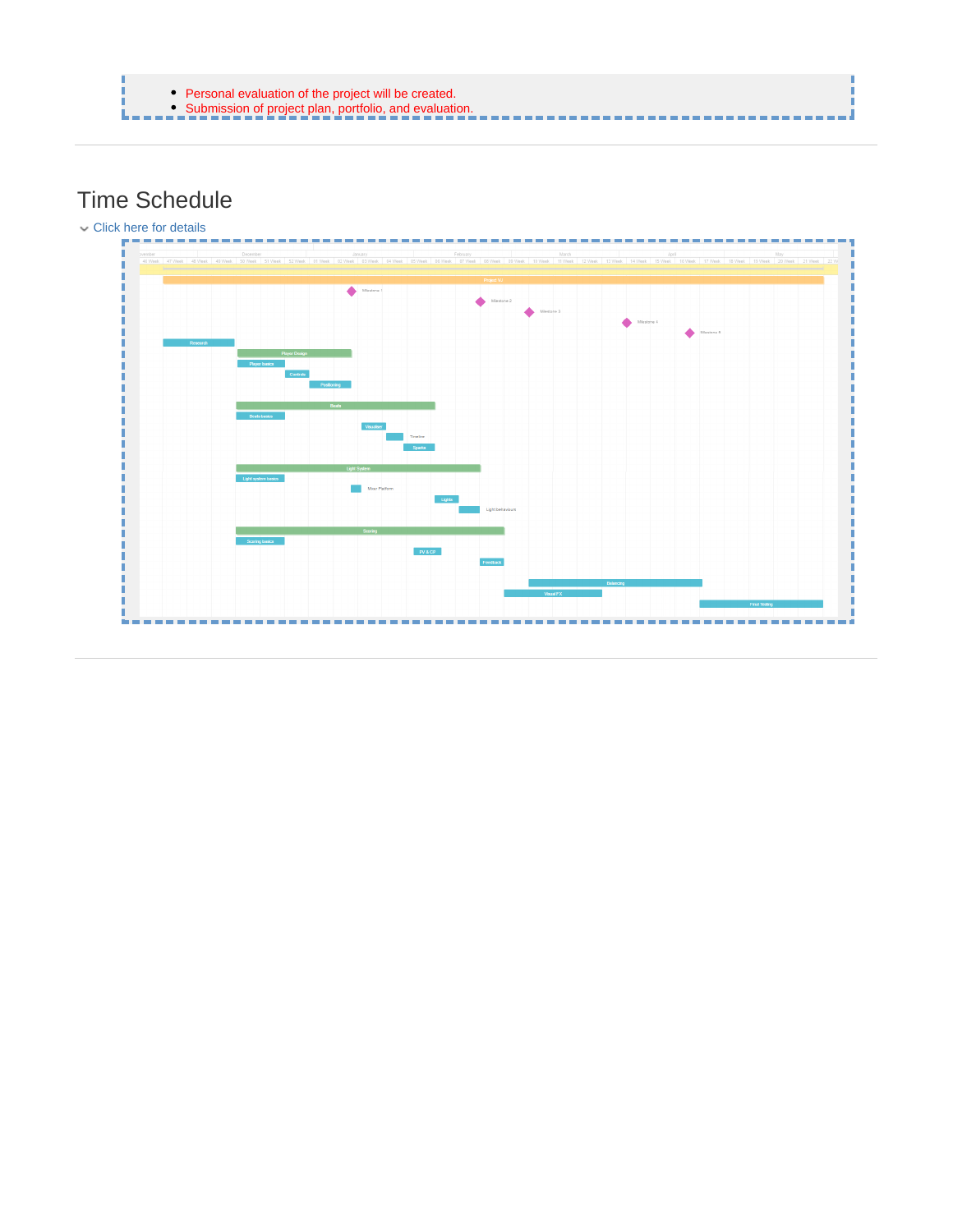- Personal evaluation of the project will be created.
- Submission of project plan, portfolio, and evaluation.

---

## Time Schedule

Click here for details

November
December
January
February
March
April
May

46 Week
47 Week
48 Week
49 Week
50 Week
51 Week
52 Week
01 Week
02 Week
03 Week
04 Week
05 Week
06 Week
07 Week
08 Week
09 Week
10 Week
11 Week
12 Week
13 Week
14 Week
15 Week
16 Week
17 Week
18 Week
19 Week
20 Week
21 Week
22 W

Project VJ
Milestone 1
Milestone 2
Milestone 3
Milestone 4
Milestone 5
Research
Player Design
Player basics
Controls
Positioning
Beats
Beats basics
Visualiser
Timeline
Sparkle
Light System
Light system basics
Moon Platform
Lights
Light behaviours
Scoring
Scoring basics
PV & CP
Feedback
Balancing
Visual FX
Final testing

---